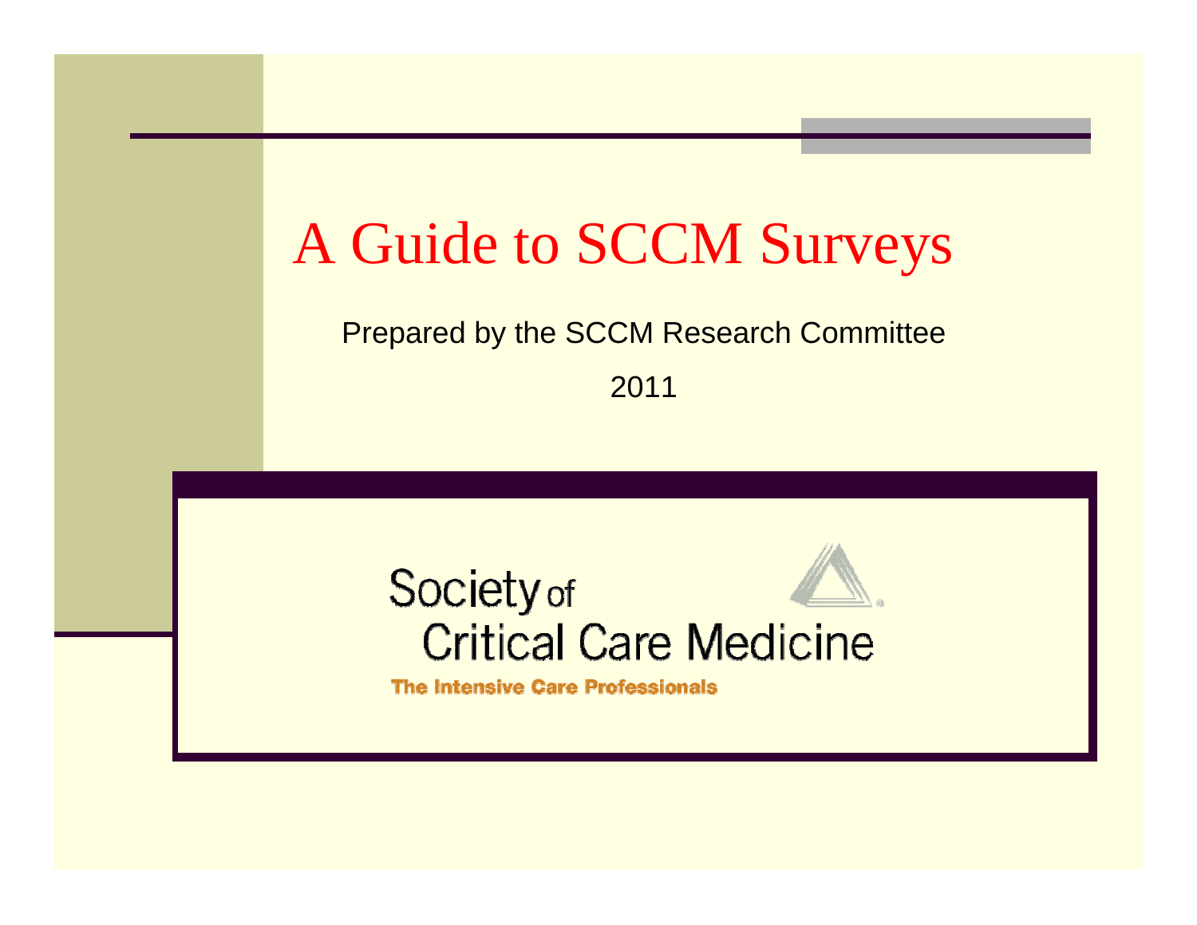# A Guide to SCCM Surveys

Prepared by the SCCM Research Committee

2011

Society of Critical Care Medicine

The Intensive Care Professionals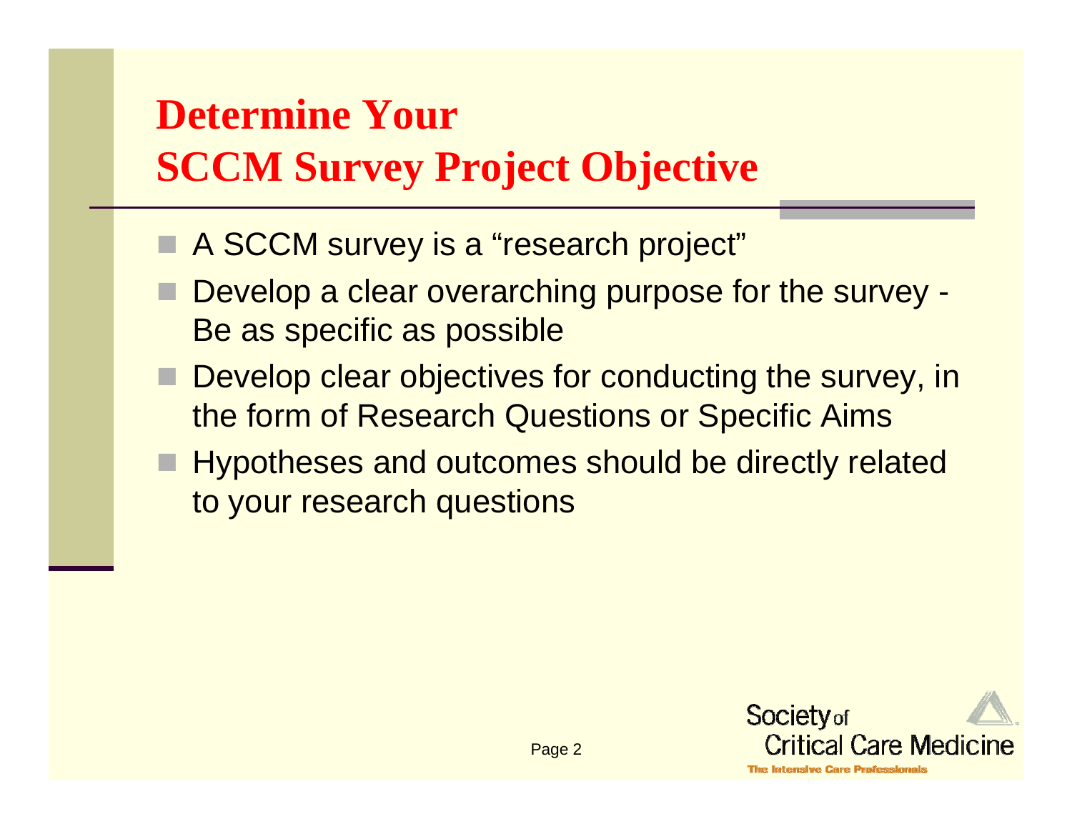# Determine Your SCCM Survey Project Objective

- A SCCM survey is a "research project"
- Develop a clear overarching purpose for the survey - Be as specific as possible
- Develop clear objectives for conducting the survey, in the form of Research Questions or Specific Aims
- Hypotheses and outcomes should be directly related to your research questions

Society of Critical Care Medicine
The Intensive Care Professionals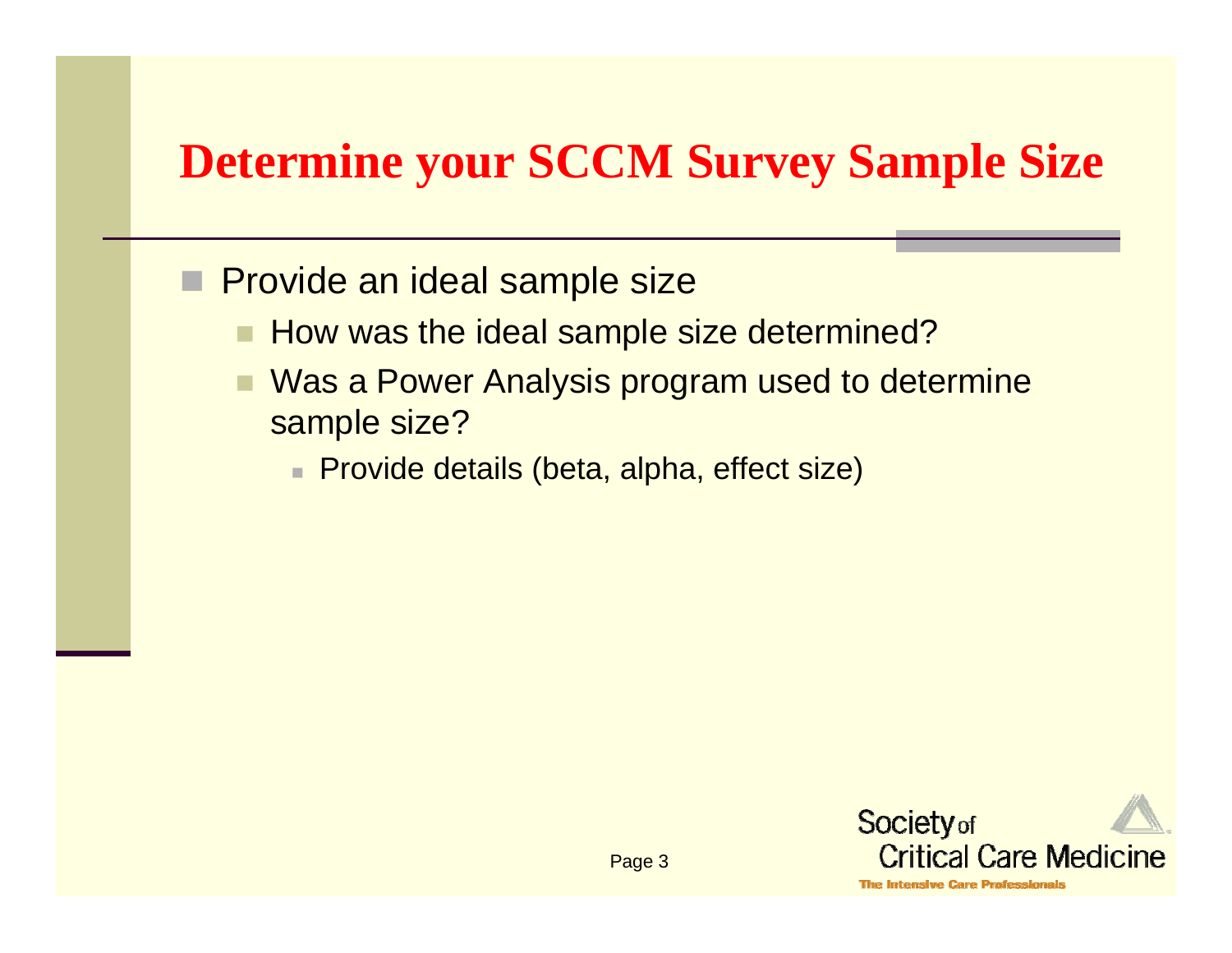# Determine your SCCM Survey Sample Size

- Provide an ideal sample size
  - How was the ideal sample size determined?
  - Was a Power Analysis program used to determine sample size?
    - Provide details (beta, alpha, effect size)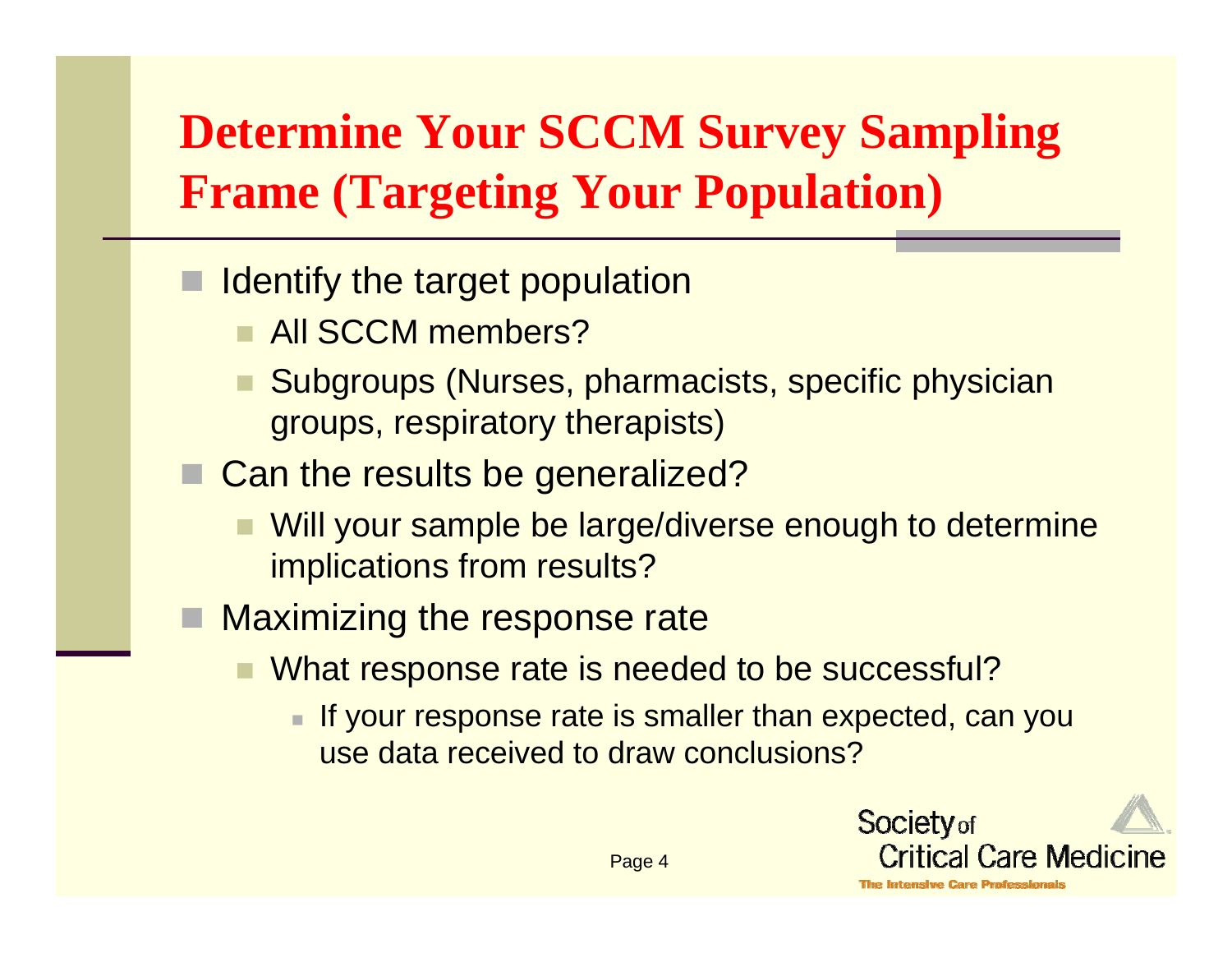# Determine Your SCCM Survey Sampling Frame (Targeting Your Population)

- Identify the target population
  - All SCCM members?
  - Subgroups (Nurses, pharmacists, specific physician groups, respiratory therapists)
- Can the results be generalized?
  - Will your sample be large/diverse enough to determine implications from results?
- Maximizing the response rate
  - What response rate is needed to be successful?
    - If your response rate is smaller than expected, can you use data received to draw conclusions?

Society of Critical Care Medicine
The Intensive Care Professionals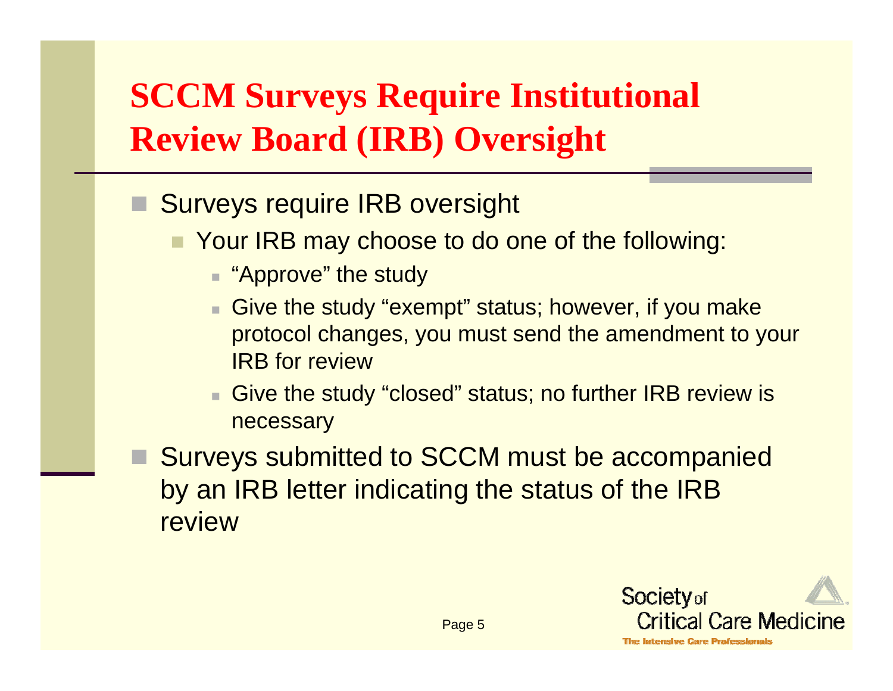# SCCM Surveys Require Institutional Review Board (IRB) Oversight

- Surveys require IRB oversight
  - Your IRB may choose to do one of the following:
    - "Approve" the study
    - Give the study "exempt" status; however, if you make protocol changes, you must send the amendment to your IRB for review
    - Give the study "closed" status; no further IRB review is necessary
- Surveys submitted to SCCM must be accompanied by an IRB letter indicating the status of the IRB review

Society of Critical Care Medicine
The Intensive Care Professionals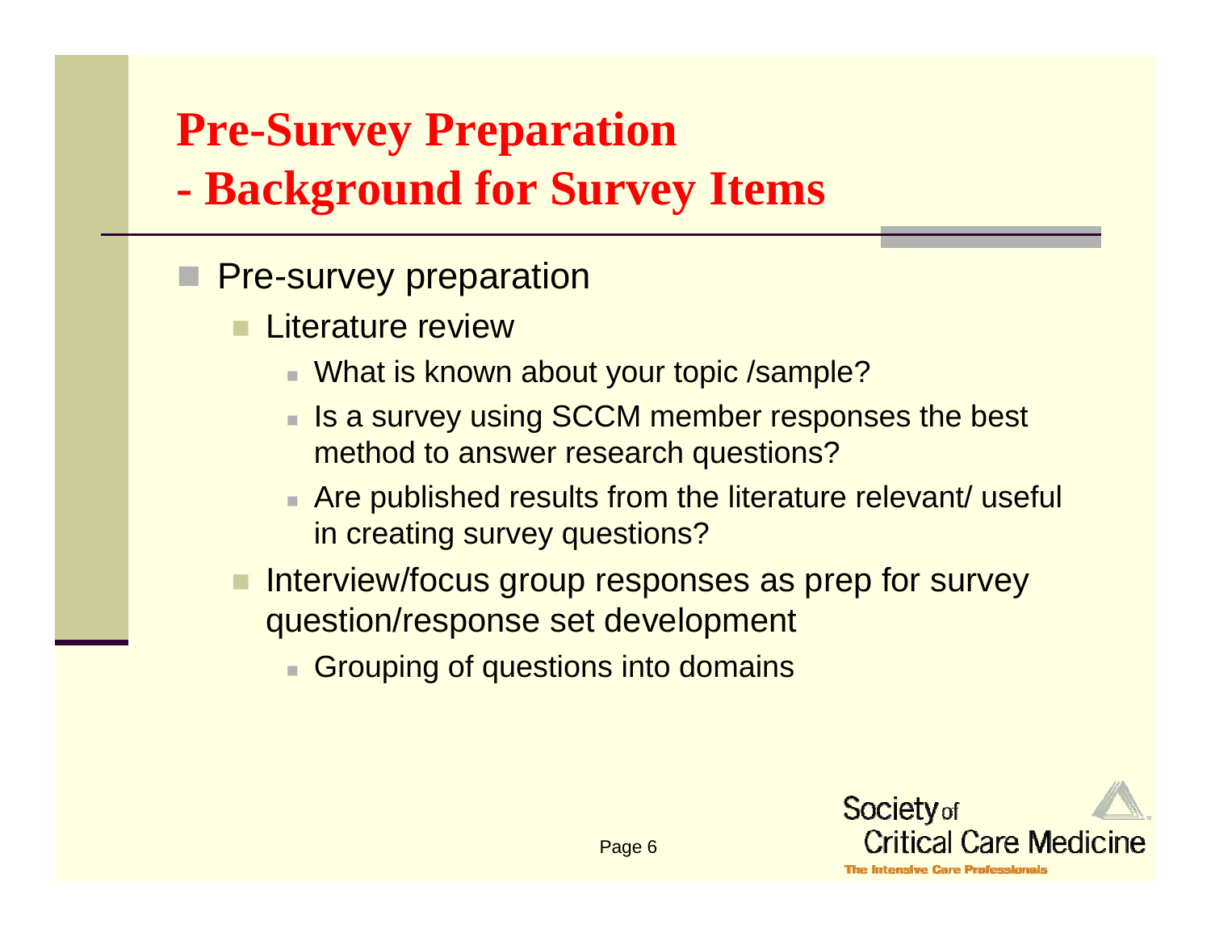# Pre-Survey Preparation
# - Background for Survey Items

- Pre-survey preparation
  - Literature review
    - What is known about your topic /sample?
    - Is a survey using SCCM member responses the best method to answer research questions?
    - Are published results from the literature relevant/ useful in creating survey questions?
  - Interview/focus group responses as prep for survey question/response set development
    - Grouping of questions into domains

Society of Critical Care Medicine
The Intensive Care Professionals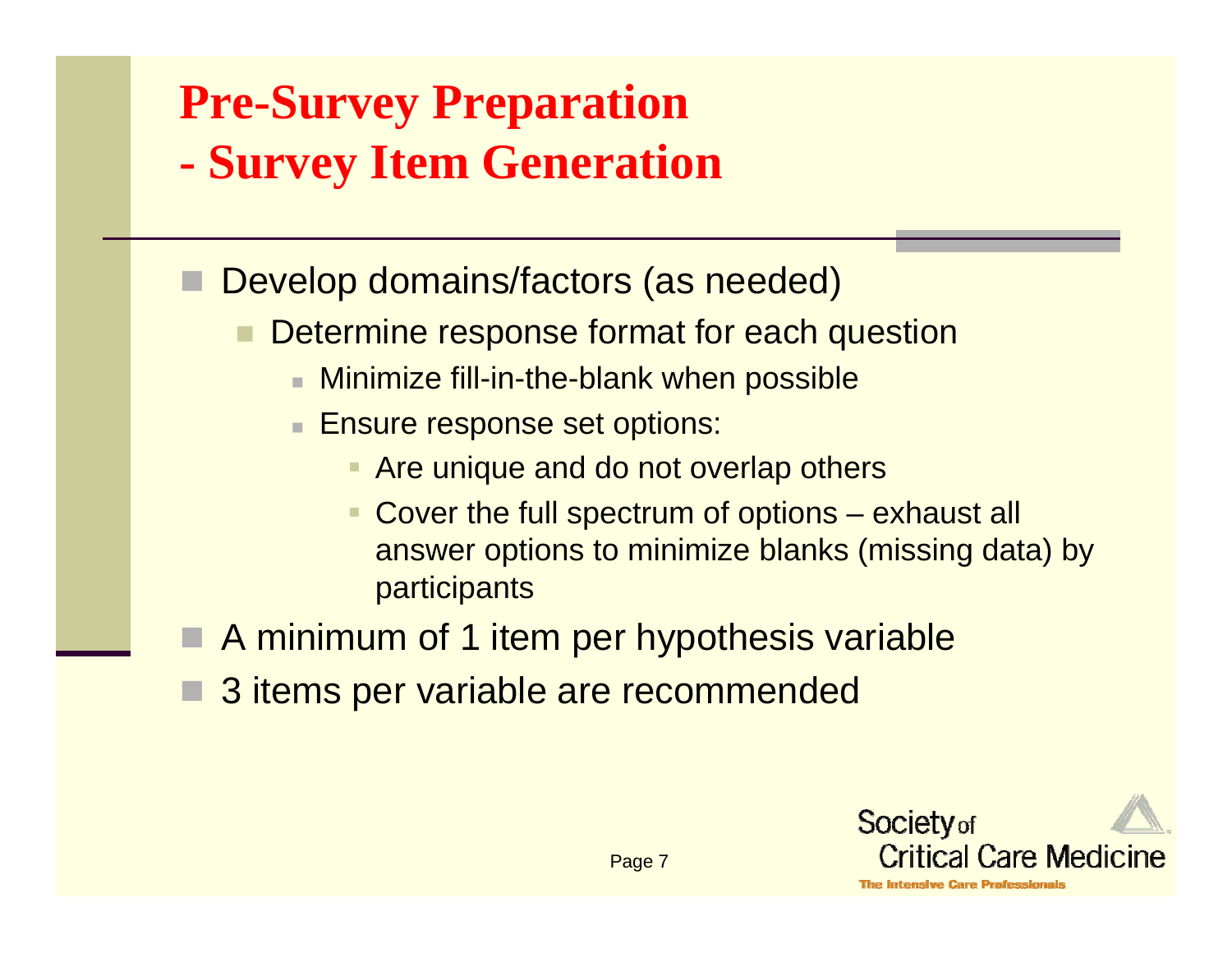# Pre-Survey Preparation
# - Survey Item Generation

- Develop domains/factors (as needed)
  - Determine response format for each question
    - Minimize fill-in-the-blank when possible
    - Ensure response set options:
      - Are unique and do not overlap others
      - Cover the full spectrum of options – exhaust all answer options to minimize blanks (missing data) by participants
- A minimum of 1 item per hypothesis variable
- 3 items per variable are recommended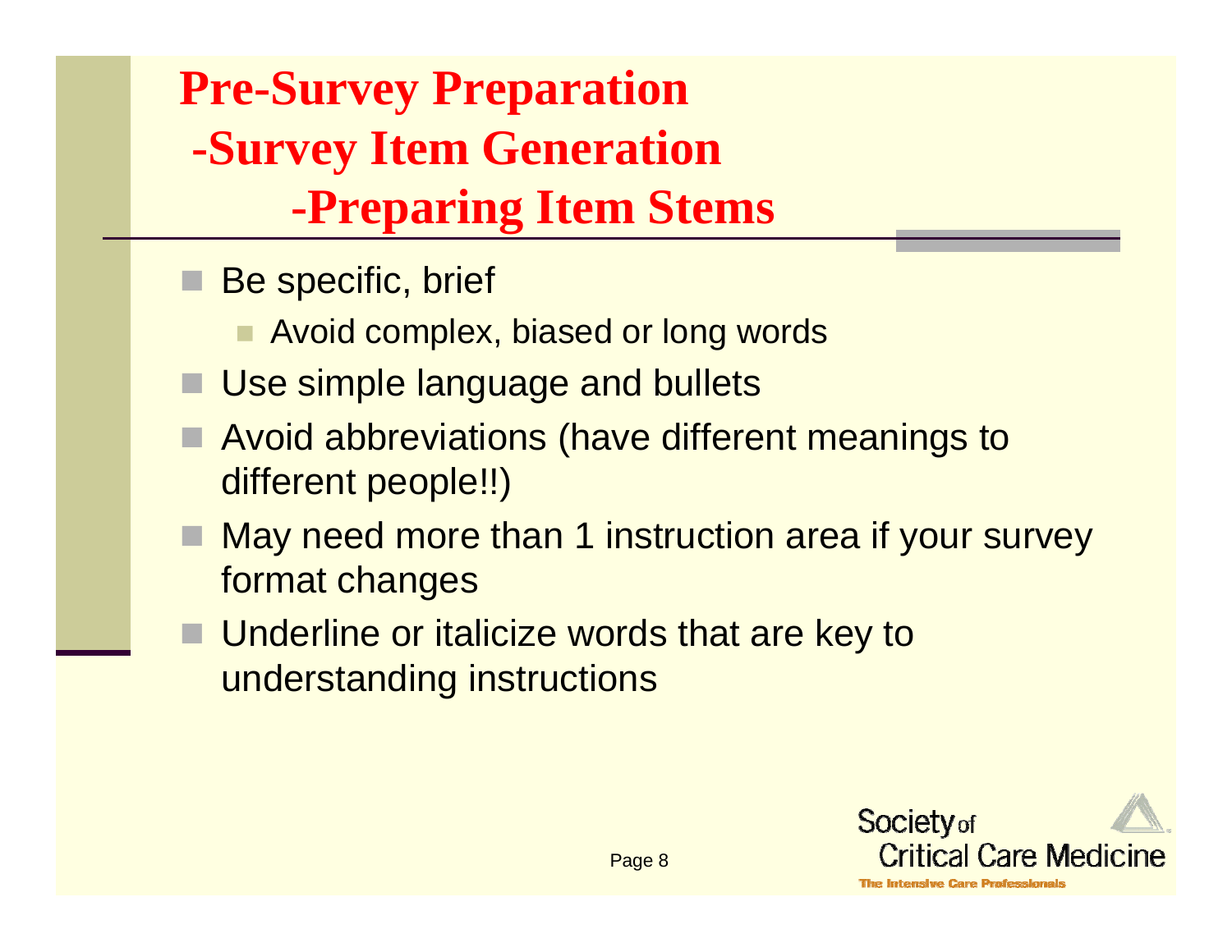# Pre-Survey Preparation
## -Survey Item Generation
### -Preparing Item Stems

- Be specific, brief
  - Avoid complex, biased or long words
- Use simple language and bullets
- Avoid abbreviations (have different meanings to different people!!)
- May need more than 1 instruction area if your survey format changes
- Underline or italicize words that are key to understanding instructions

Society of Critical Care Medicine
The Intensive Care Professionals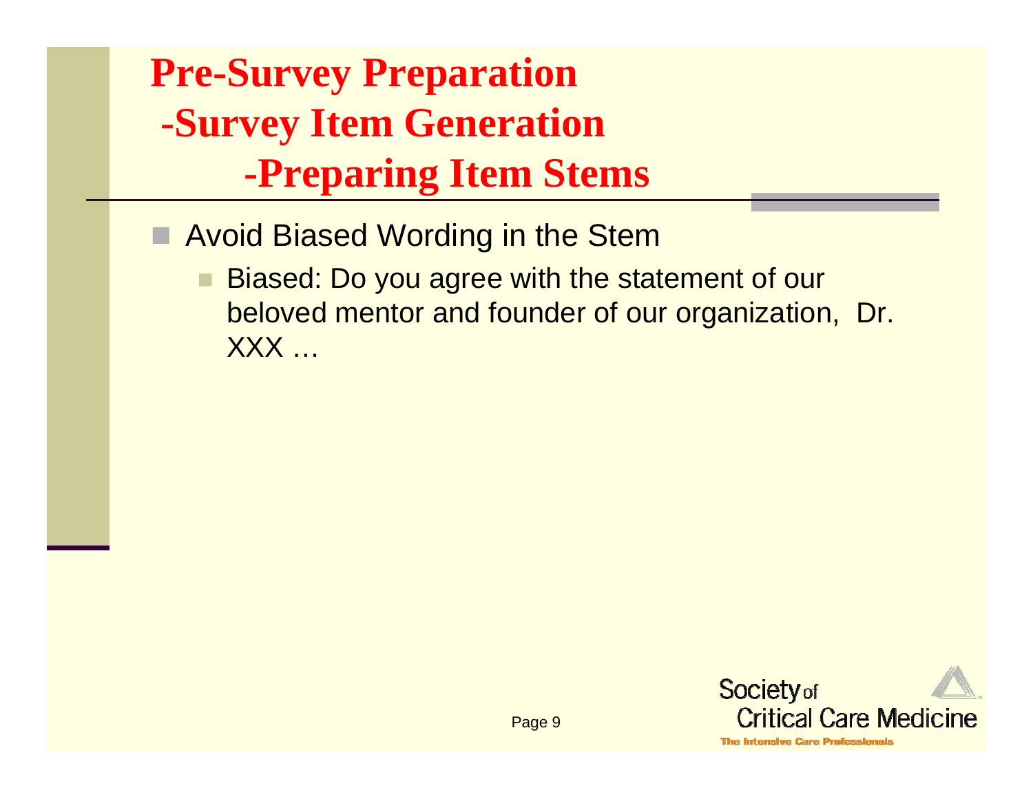# Pre-Survey Preparation
## -Survey Item Generation
### -Preparing Item Stems

- Avoid Biased Wording in the Stem
  - Biased: Do you agree with the statement of our beloved mentor and founder of our organization, Dr. XXX …

Society of Critical Care Medicine
The Intensive Care Professionals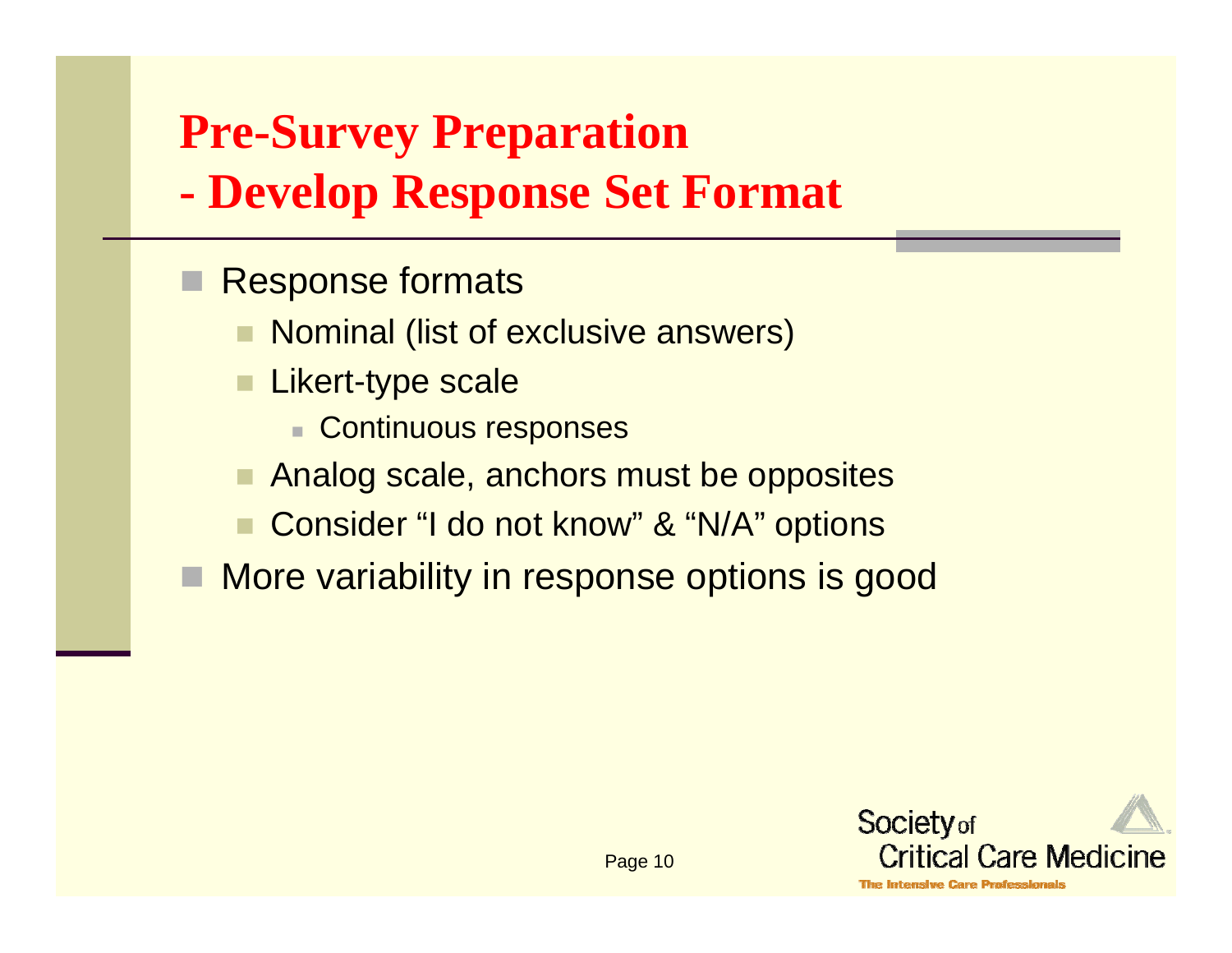# Pre-Survey Preparation
# - Develop Response Set Format

- Response formats
  - Nominal (list of exclusive answers)
  - Likert-type scale
    - Continuous responses
  - Analog scale, anchors must be opposites
  - Consider "I do not know" & "N/A" options
- More variability in response options is good

Society of Critical Care Medicine
The Intensive Care Professionals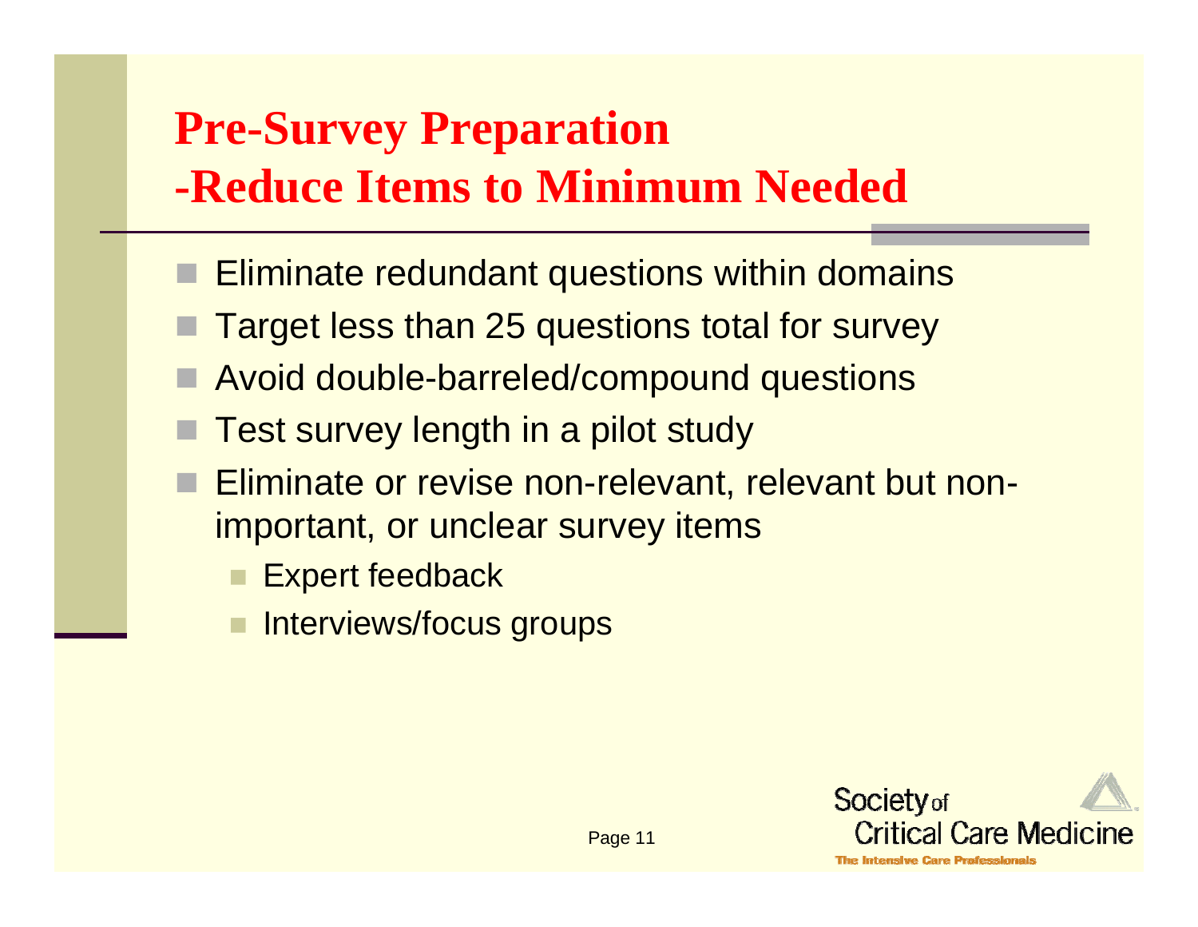# Pre-Survey Preparation
# -Reduce Items to Minimum Needed

- Eliminate redundant questions within domains
- Target less than 25 questions total for survey
- Avoid double-barreled/compound questions
- Test survey length in a pilot study
- Eliminate or revise non-relevant, relevant but non-important, or unclear survey items
  - Expert feedback
  - Interviews/focus groups

Society of Critical Care Medicine
The Intensive Care Professionals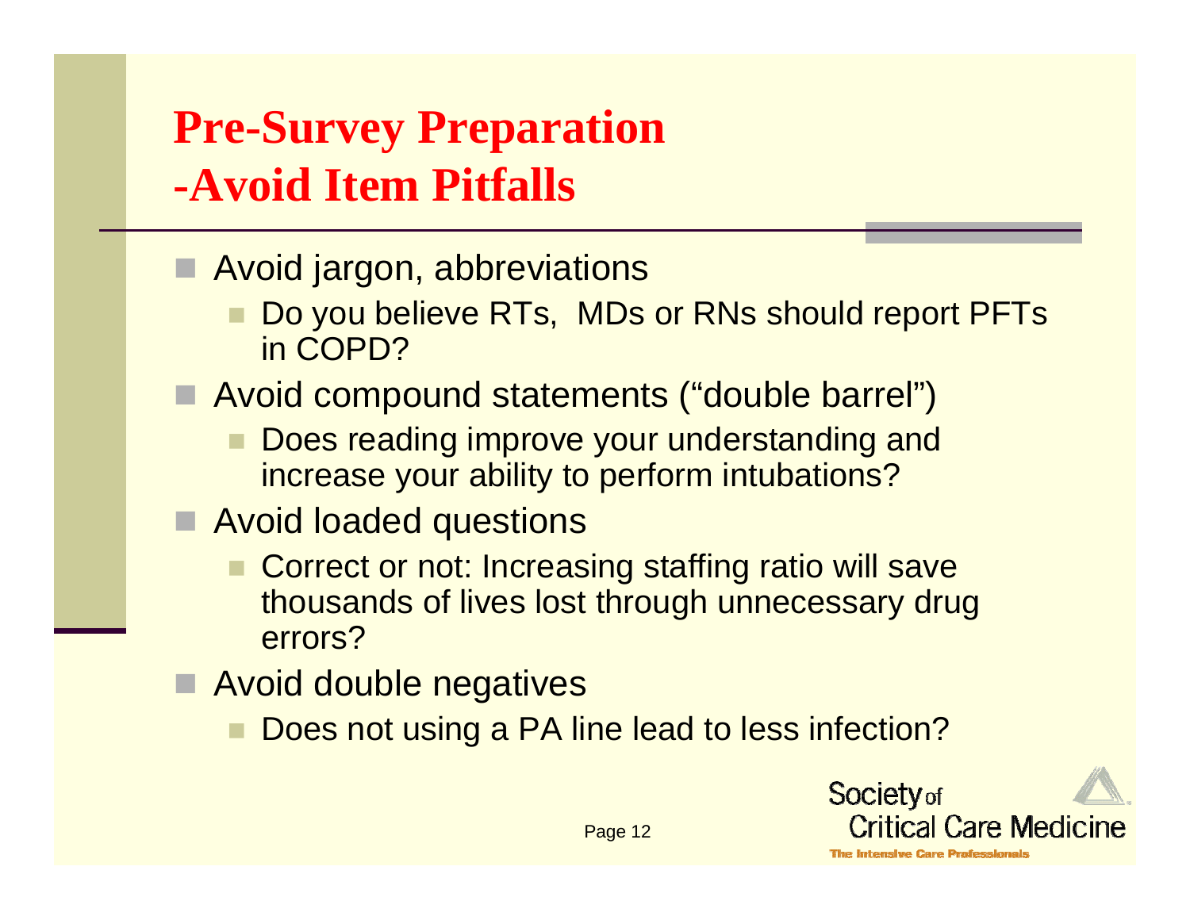# Pre-Survey Preparation
# -Avoid Item Pitfalls

- Avoid jargon, abbreviations
  - Do you believe RTs, MDs or RNs should report PFTs in COPD?
- Avoid compound statements (“double barrel”)
  - Does reading improve your understanding and increase your ability to perform intubations?
- Avoid loaded questions
  - Correct or not: Increasing staffing ratio will save thousands of lives lost through unnecessary drug errors?
- Avoid double negatives
  - Does not using a PA line lead to less infection?

Society of Critical Care Medicine
The Intensive Care Professionals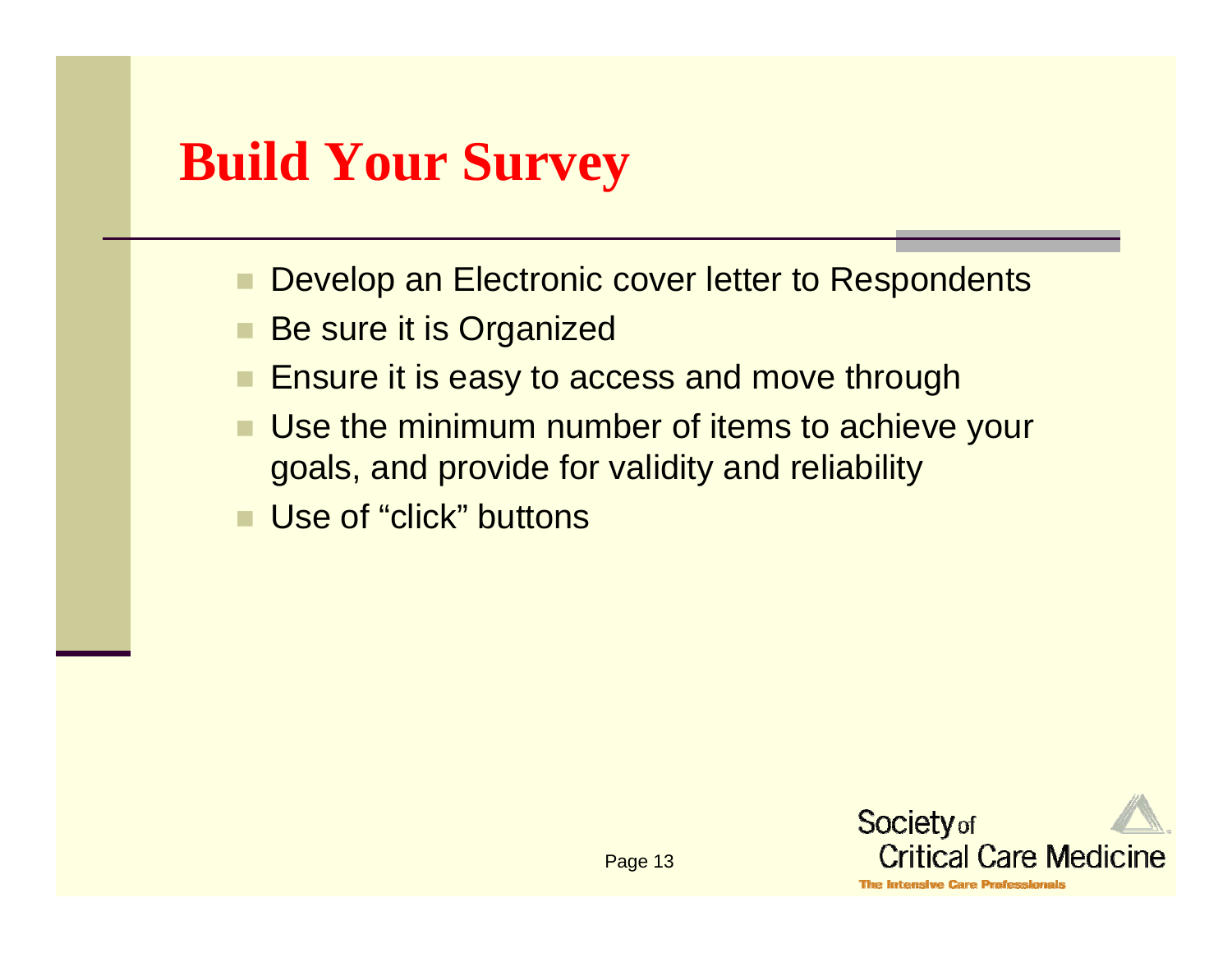# Build Your Survey

- Develop an Electronic cover letter to Respondents
- Be sure it is Organized
- Ensure it is easy to access and move through
- Use the minimum number of items to achieve your goals, and provide for validity and reliability
- Use of “click” buttons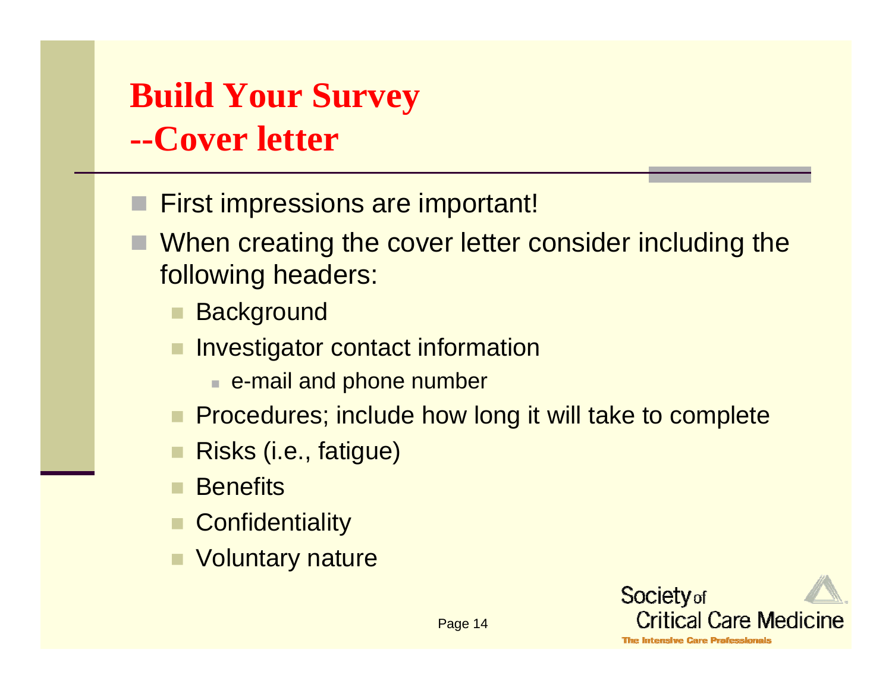# Build Your Survey --Cover letter

- First impressions are important!
- When creating the cover letter consider including the following headers:
  - Background
  - Investigator contact information
    - e-mail and phone number
  - Procedures; include how long it will take to complete
  - Risks (i.e., fatigue)
  - Benefits
  - Confidentiality
  - Voluntary nature

Society of Critical Care Medicine
The Intensive Care Professionals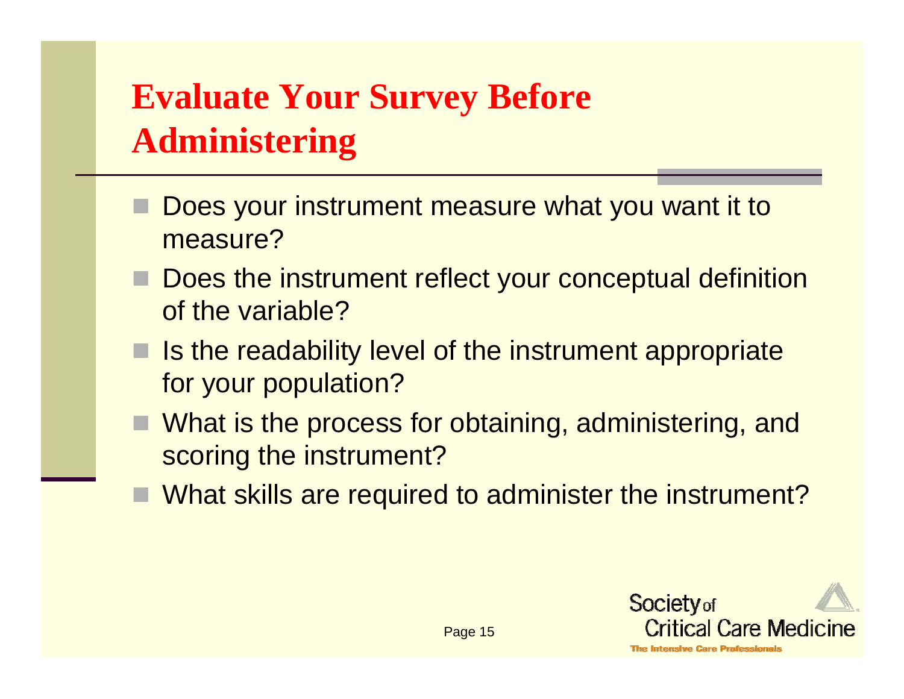# Evaluate Your Survey Before Administering

- Does your instrument measure what you want it to measure?
- Does the instrument reflect your conceptual definition of the variable?
- Is the readability level of the instrument appropriate for your population?
- What is the process for obtaining, administering, and scoring the instrument?
- What skills are required to administer the instrument?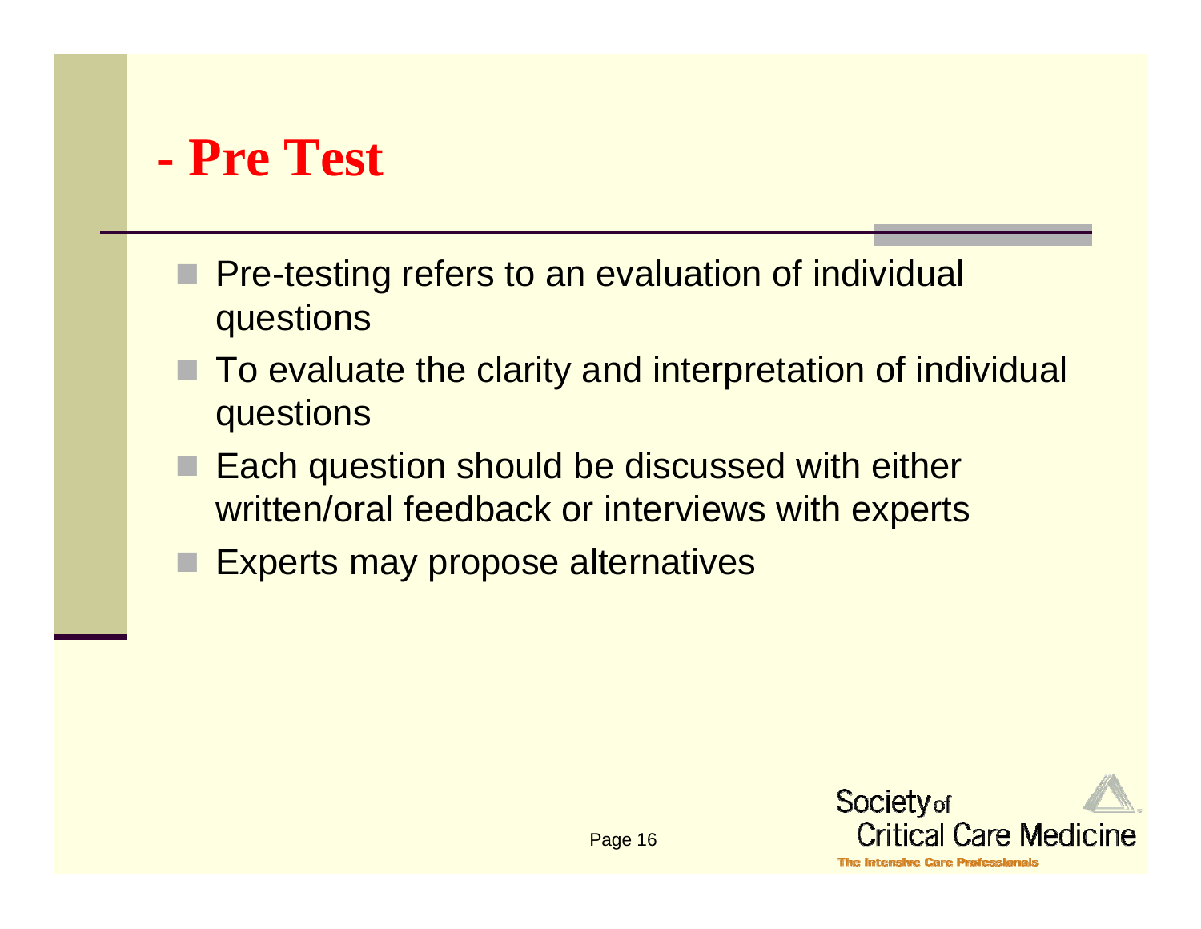# - Pre Test

- Pre-testing refers to an evaluation of individual questions
- To evaluate the clarity and interpretation of individual questions
- Each question should be discussed with either written/oral feedback or interviews with experts
- Experts may propose alternatives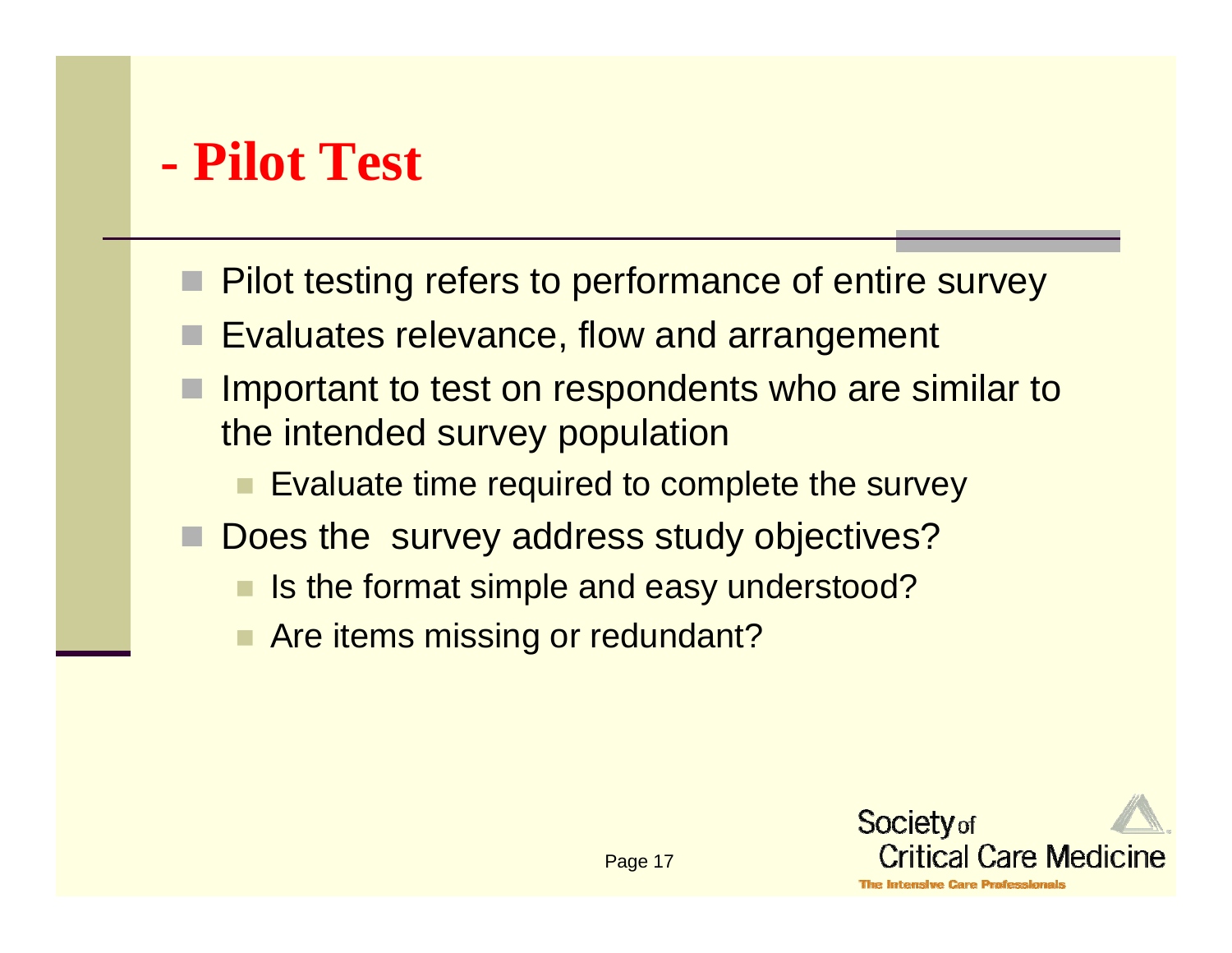# - Pilot Test

- Pilot testing refers to performance of entire survey
- Evaluates relevance, flow and arrangement
- Important to test on respondents who are similar to the intended survey population
  - Evaluate time required to complete the survey
- Does the survey address study objectives?
  - Is the format simple and easy understood?
  - Are items missing or redundant?

Society of Critical Care Medicine

The Intensive Care Professionals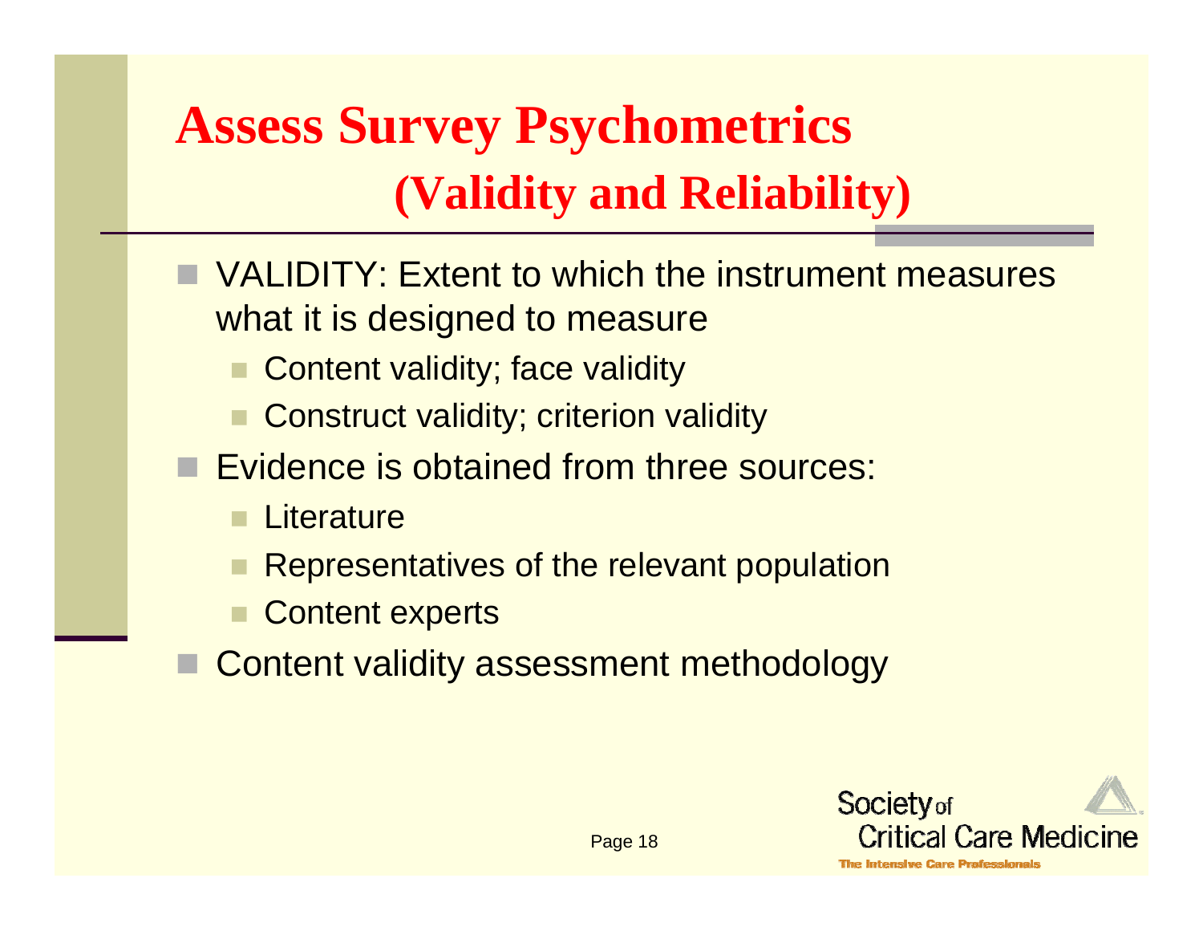# Assess Survey Psychometrics (Validity and Reliability)

- VALIDITY: Extent to which the instrument measures what it is designed to measure
  - Content validity; face validity
  - Construct validity; criterion validity
- Evidence is obtained from three sources:
  - Literature
  - Representatives of the relevant population
  - Content experts
- Content validity assessment methodology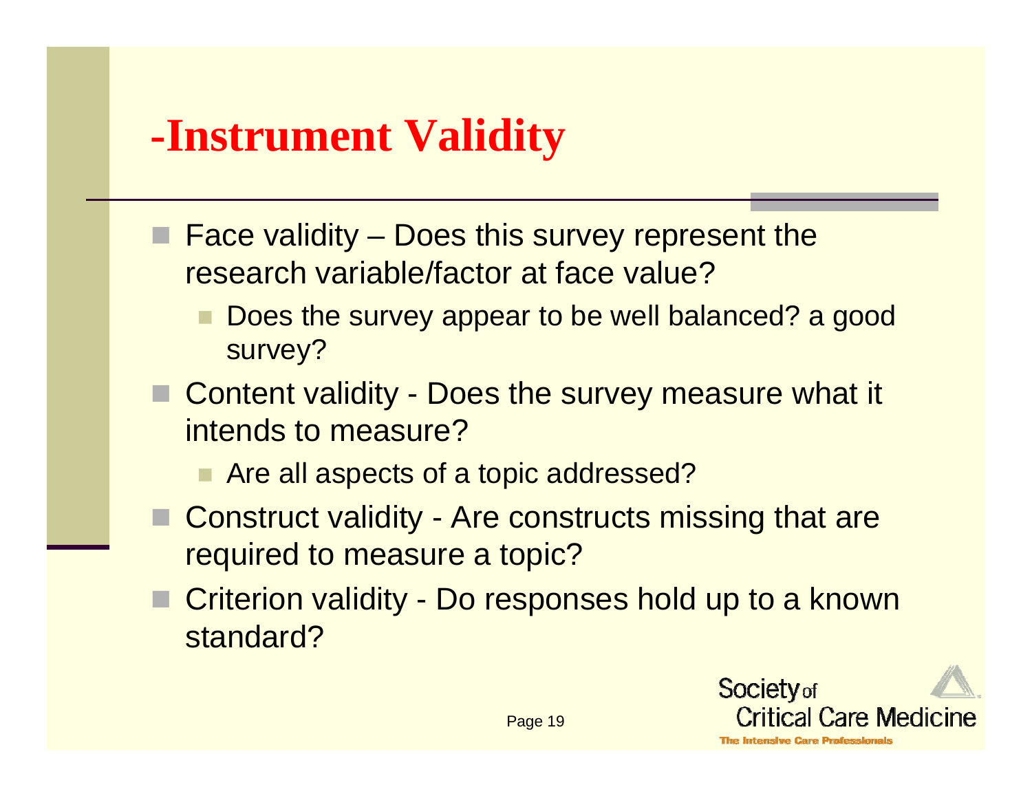# -Instrument Validity

- Face validity – Does this survey represent the research variable/factor at face value?
  - Does the survey appear to be well balanced? a good survey?
- Content validity - Does the survey measure what it intends to measure?
  - Are all aspects of a topic addressed?
- Construct validity - Are constructs missing that are required to measure a topic?
- Criterion validity - Do responses hold up to a known standard?

Society of Critical Care Medicine
The Intensive Care Professionals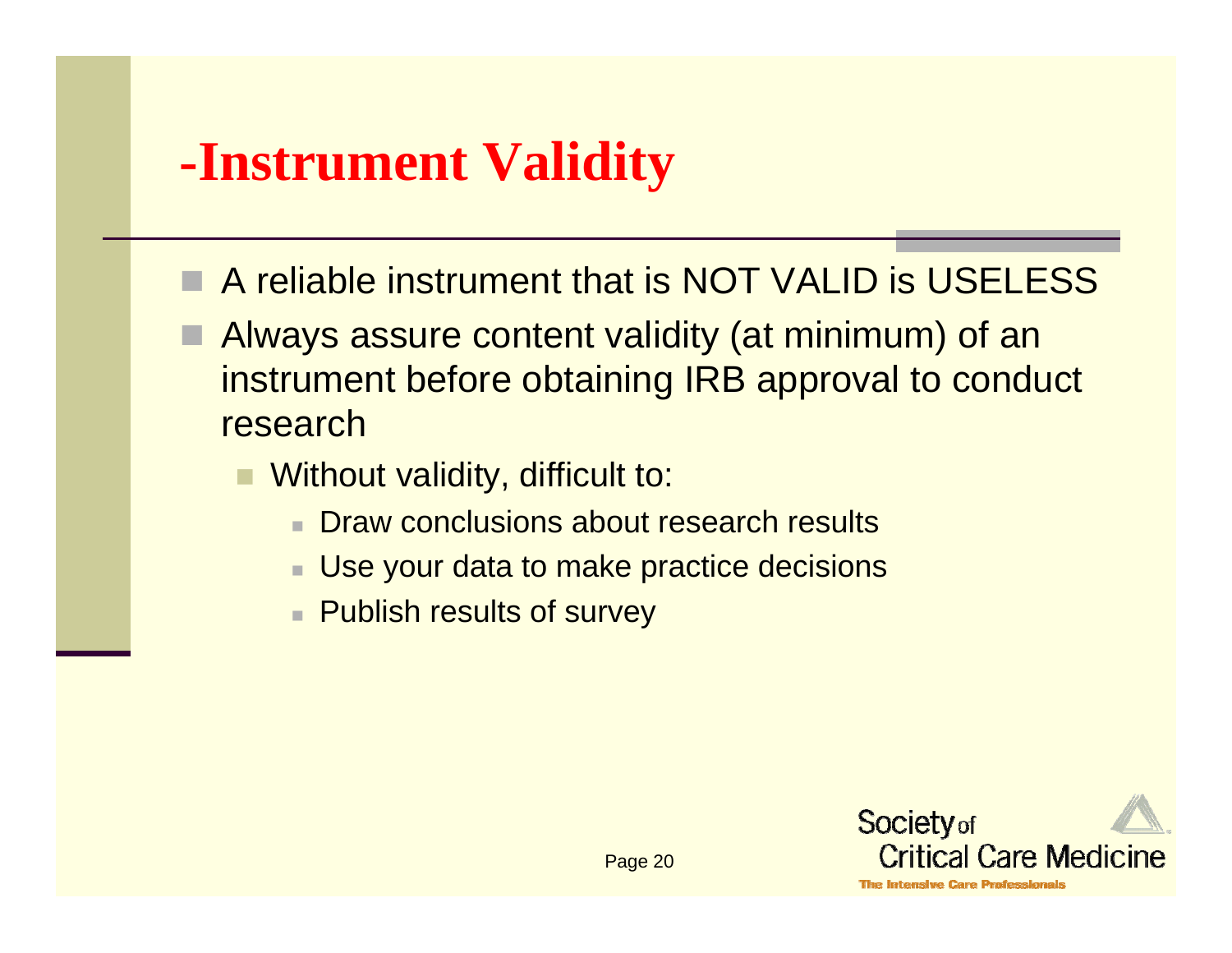# -Instrument Validity

- A reliable instrument that is NOT VALID is USELESS
- Always assure content validity (at minimum) of an instrument before obtaining IRB approval to conduct research
  - Without validity, difficult to:
    - Draw conclusions about research results
    - Use your data to make practice decisions
    - Publish results of survey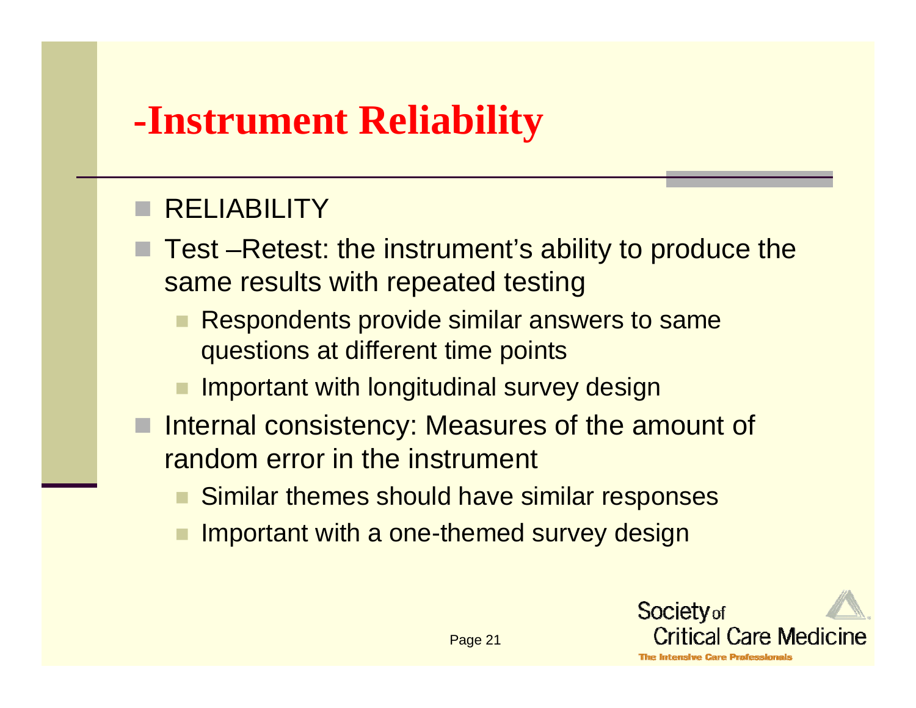# -Instrument Reliability

- RELIABILITY
- Test –Retest: the instrument's ability to produce the same results with repeated testing
  - Respondents provide similar answers to same questions at different time points
  - Important with longitudinal survey design
- Internal consistency: Measures of the amount of random error in the instrument
  - Similar themes should have similar responses
  - Important with a one-themed survey design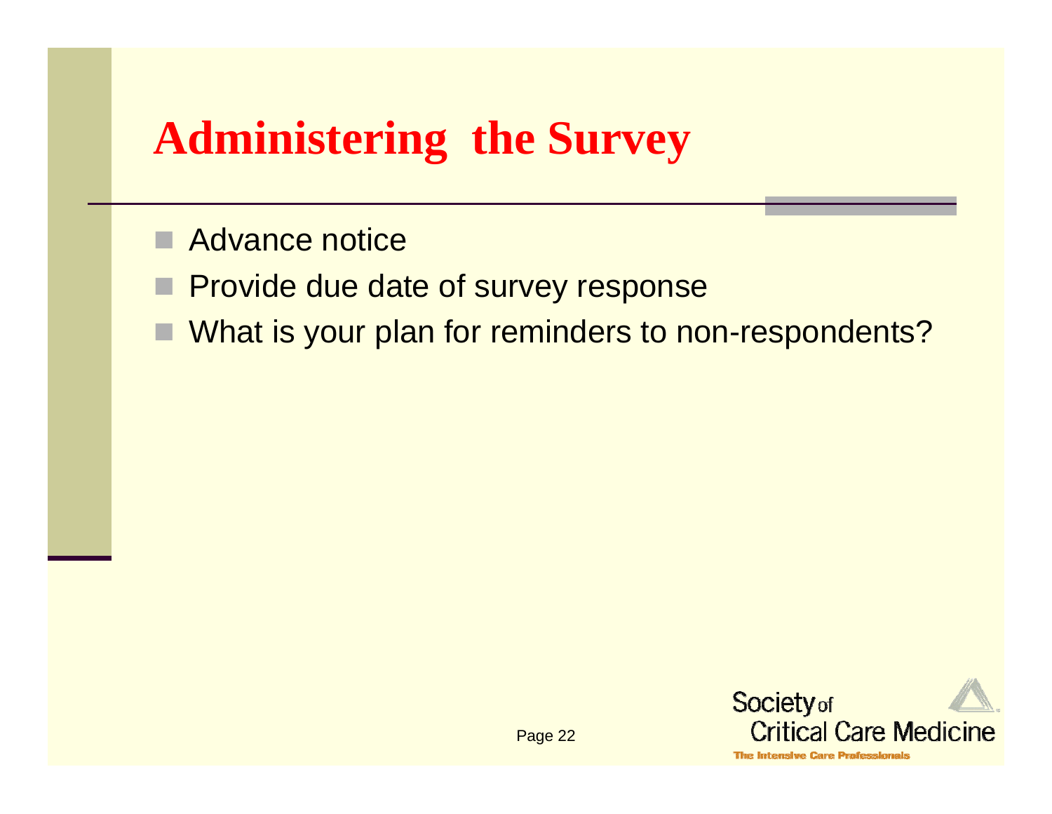# Administering the Survey

- Advance notice
- Provide due date of survey response
- What is your plan for reminders to non-respondents?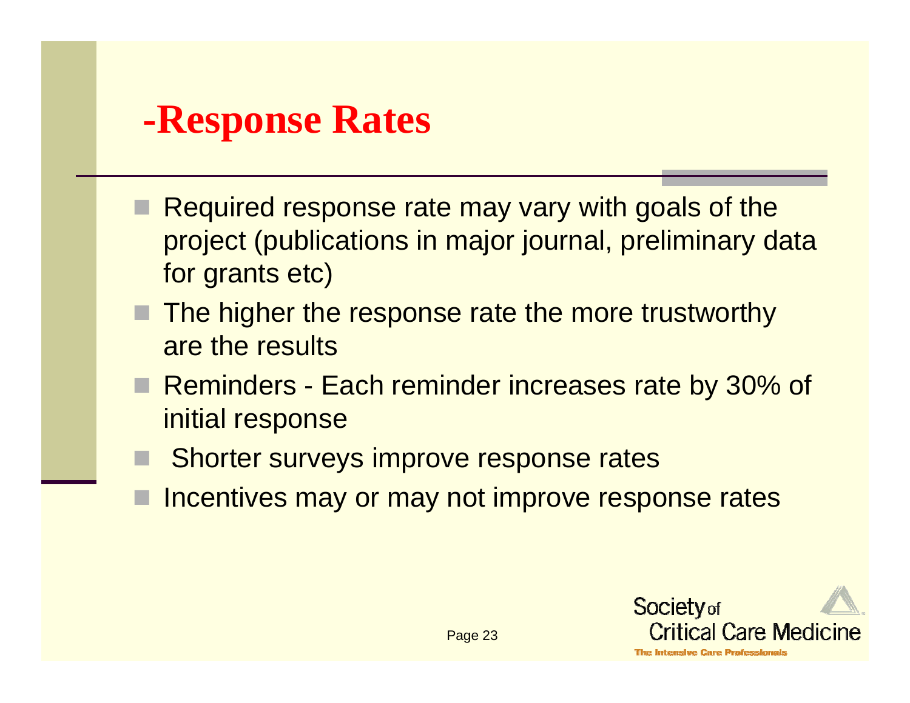# -Response Rates

- Required response rate may vary with goals of the project (publications in major journal, preliminary data for grants etc)
- The higher the response rate the more trustworthy are the results
- Reminders - Each reminder increases rate by 30% of initial response
- Shorter surveys improve response rates
- Incentives may or may not improve response rates

Society of Critical Care Medicine
The Intensive Care Professionals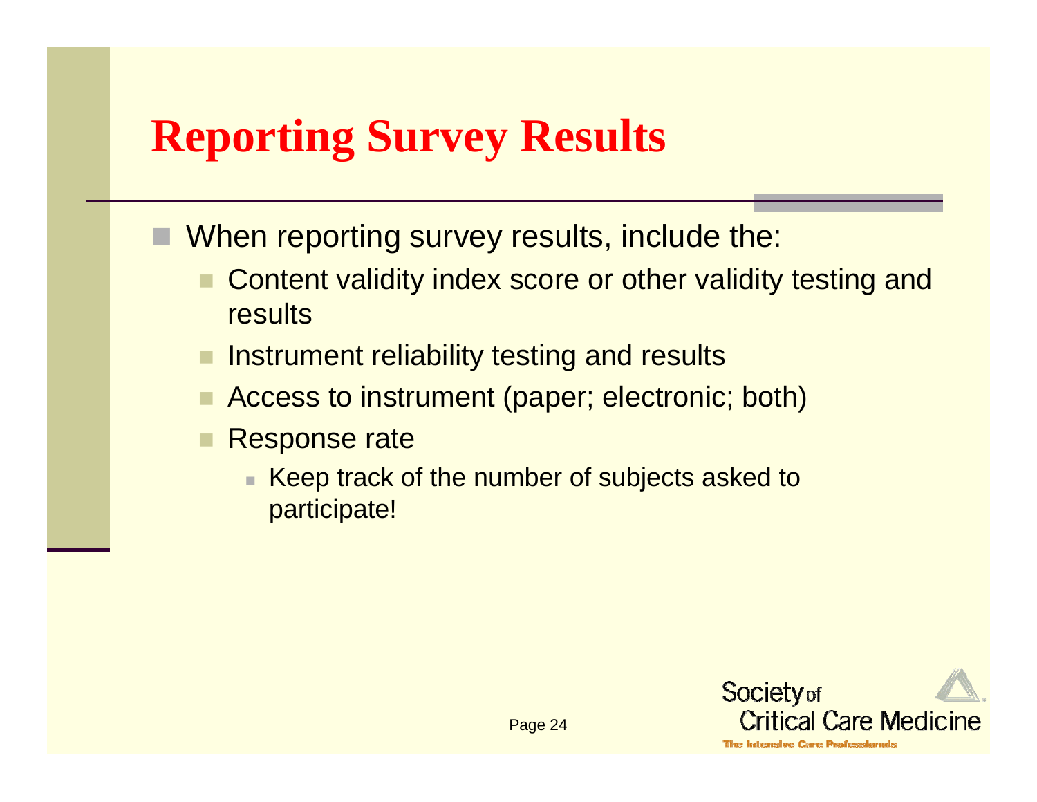# Reporting Survey Results

- When reporting survey results, include the:
  - Content validity index score or other validity testing and results
  - Instrument reliability testing and results
  - Access to instrument (paper; electronic; both)
  - Response rate
    - Keep track of the number of subjects asked to participate!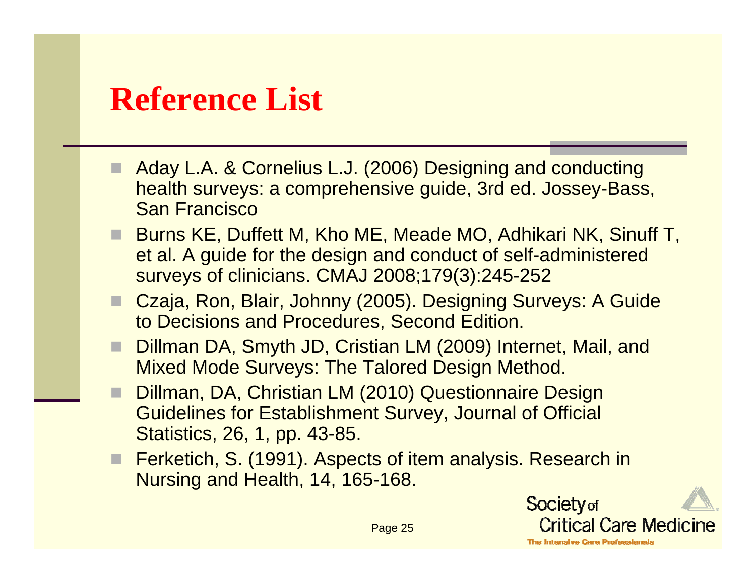# Reference List

- Aday L.A. & Cornelius L.J. (2006) Designing and conducting health surveys: a comprehensive guide, 3rd ed. Jossey-Bass, San Francisco
- Burns KE, Duffett M, Kho ME, Meade MO, Adhikari NK, Sinuff T, et al. A guide for the design and conduct of self-administered surveys of clinicians. CMAJ 2008;179(3):245-252
- Czaja, Ron, Blair, Johnny (2005). Designing Surveys: A Guide to Decisions and Procedures, Second Edition.
- Dillman DA, Smyth JD, Cristian LM (2009) Internet, Mail, and Mixed Mode Surveys: The Talored Design Method.
- Dillman, DA, Christian LM (2010) Questionnaire Design Guidelines for Establishment Survey, Journal of Official Statistics, 26, 1, pp. 43-85.
- Ferketich, S. (1991). Aspects of item analysis. Research in Nursing and Health, 14, 165-168.

Society of Critical Care Medicine
The Intensive Care Professionals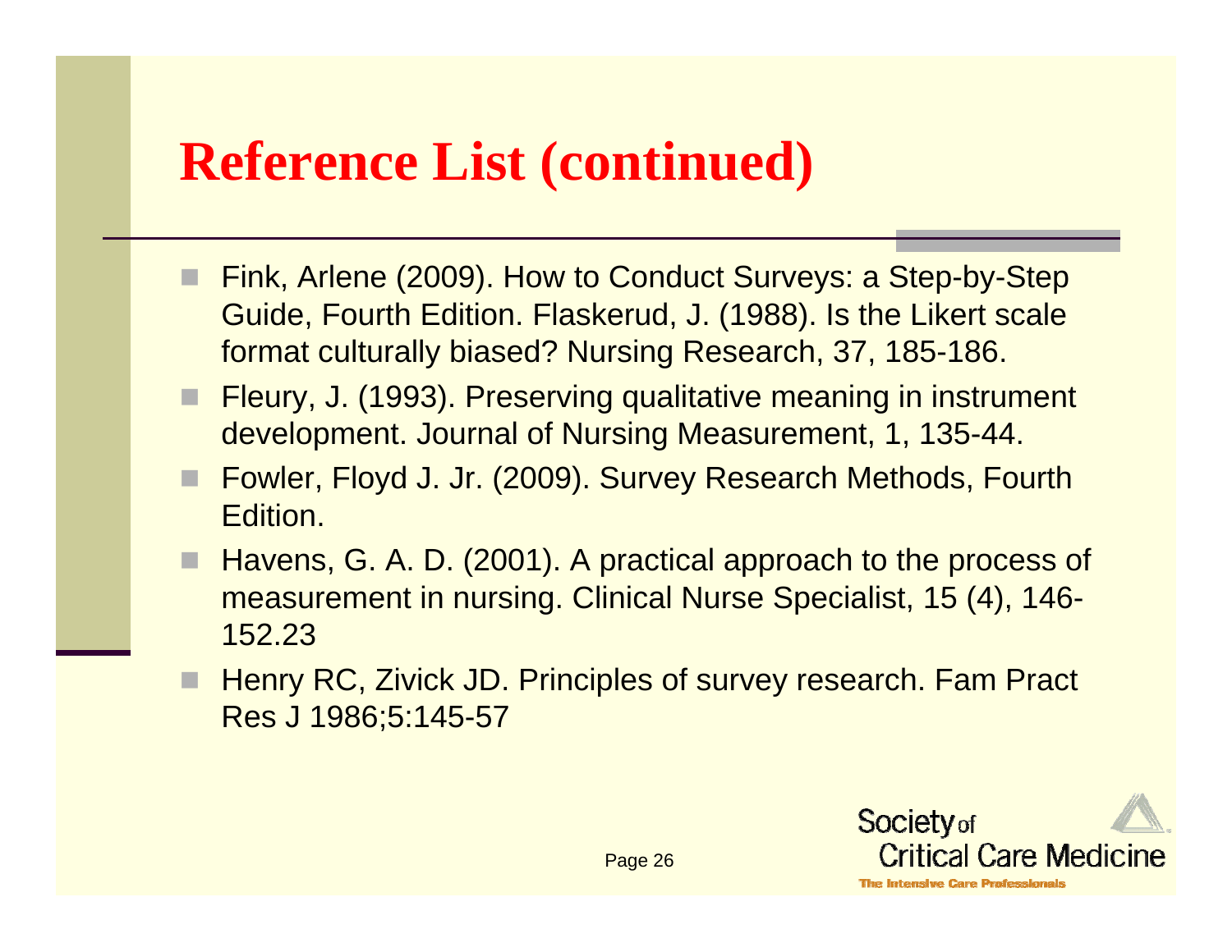# Reference List (continued)

- Fink, Arlene (2009). How to Conduct Surveys: a Step-by-Step Guide, Fourth Edition. Flaskerud, J. (1988). Is the Likert scale format culturally biased? Nursing Research, 37, 185-186.
- Fleury, J. (1993). Preserving qualitative meaning in instrument development. Journal of Nursing Measurement, 1, 135-44.
- Fowler, Floyd J. Jr. (2009). Survey Research Methods, Fourth Edition.
- Havens, G. A. D. (2001). A practical approach to the process of measurement in nursing. Clinical Nurse Specialist, 15 (4), 146-152.23
- Henry RC, Zivick JD. Principles of survey research. Fam Pract Res J 1986;5:145-57

Society of Critical Care Medicine
The Intensive Care Professionals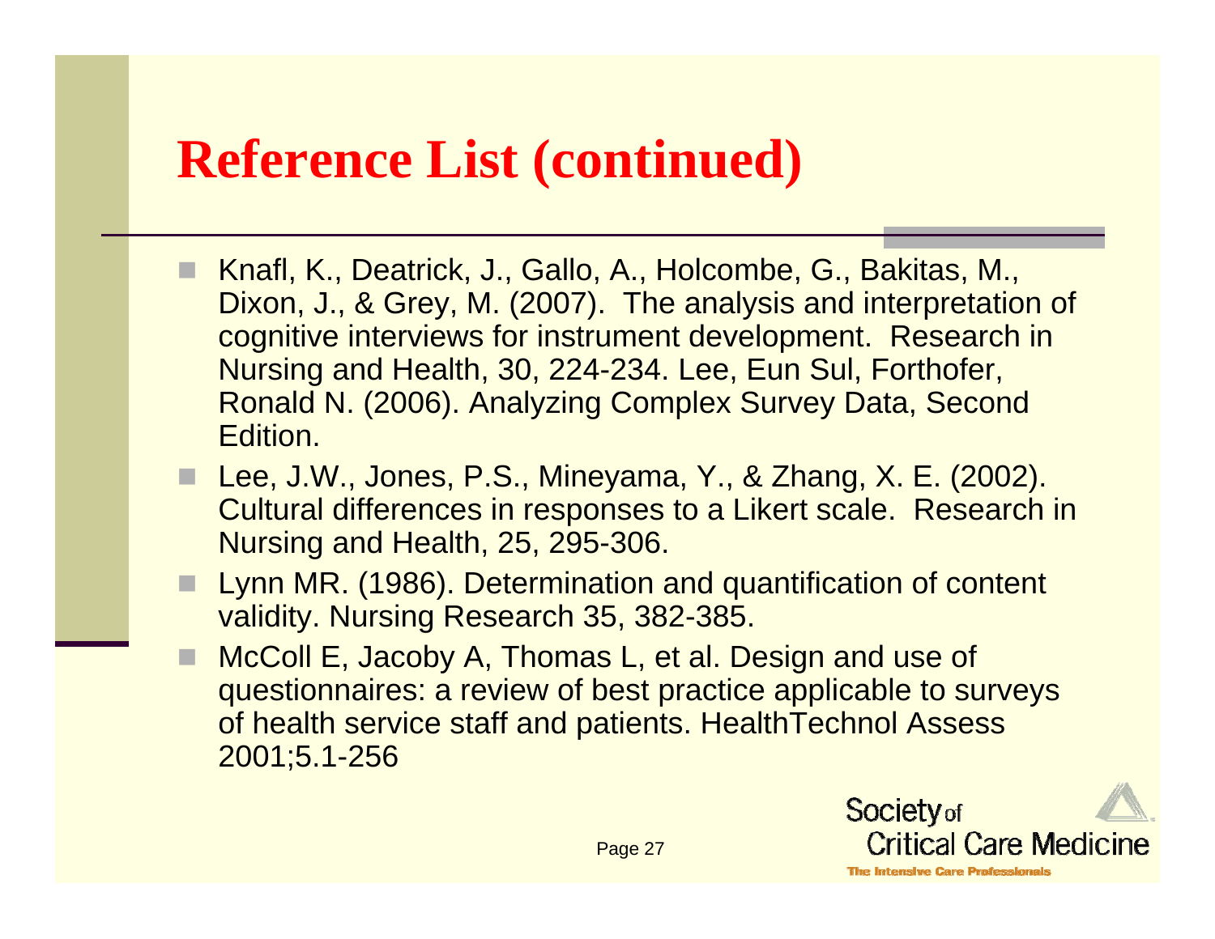# Reference List (continued)

- Knafl, K., Deatrick, J., Gallo, A., Holcombe, G., Bakitas, M., Dixon, J., & Grey, M. (2007). The analysis and interpretation of cognitive interviews for instrument development. Research in Nursing and Health, 30, 224-234. Lee, Eun Sul, Forthofer, Ronald N. (2006). Analyzing Complex Survey Data, Second Edition.
- Lee, J.W., Jones, P.S., Mineyama, Y., & Zhang, X. E. (2002). Cultural differences in responses to a Likert scale. Research in Nursing and Health, 25, 295-306.
- Lynn MR. (1986). Determination and quantification of content validity. Nursing Research 35, 382-385.
- McColl E, Jacoby A, Thomas L, et al. Design and use of questionnaires: a review of best practice applicable to surveys of health service staff and patients. HealthTechnol Assess 2001;5.1-256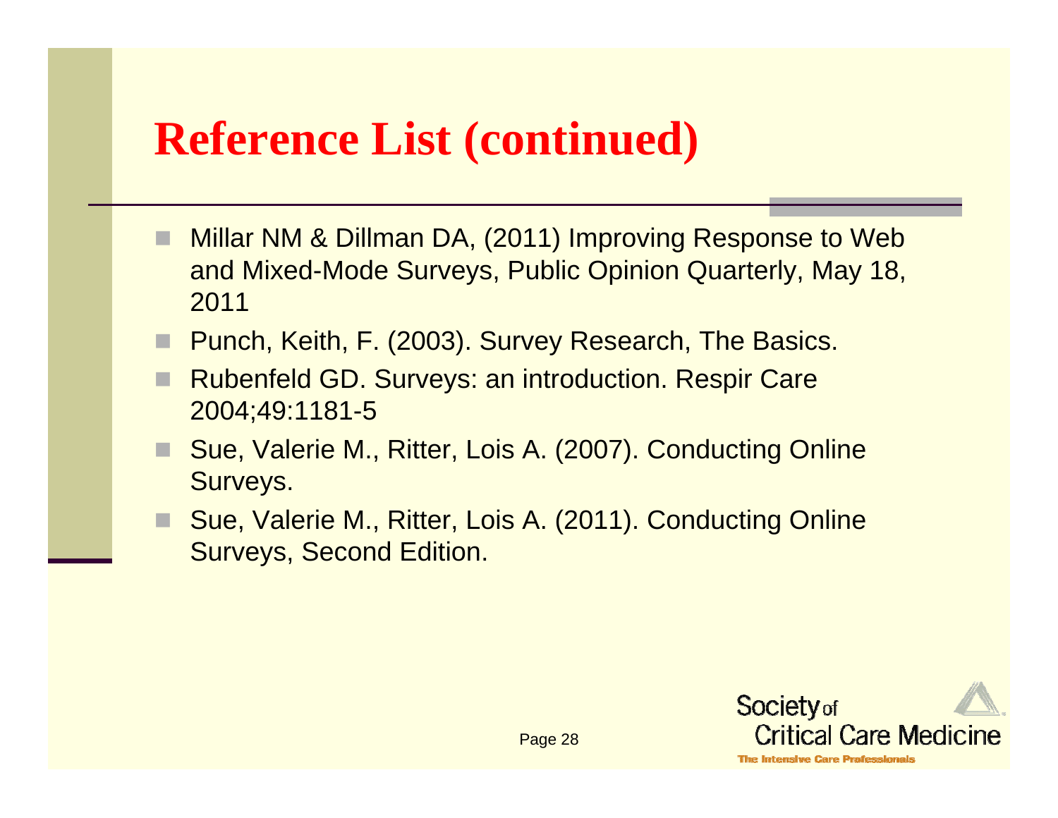# Reference List (continued)

- Millar NM & Dillman DA, (2011) Improving Response to Web and Mixed-Mode Surveys, Public Opinion Quarterly, May 18, 2011
- Punch, Keith, F. (2003). Survey Research, The Basics.
- Rubenfeld GD. Surveys: an introduction. Respir Care 2004;49:1181-5
- Sue, Valerie M., Ritter, Lois A. (2007). Conducting Online Surveys.
- Sue, Valerie M., Ritter, Lois A. (2011). Conducting Online Surveys, Second Edition.

Society of Critical Care Medicine

The Intensive Care Professionals